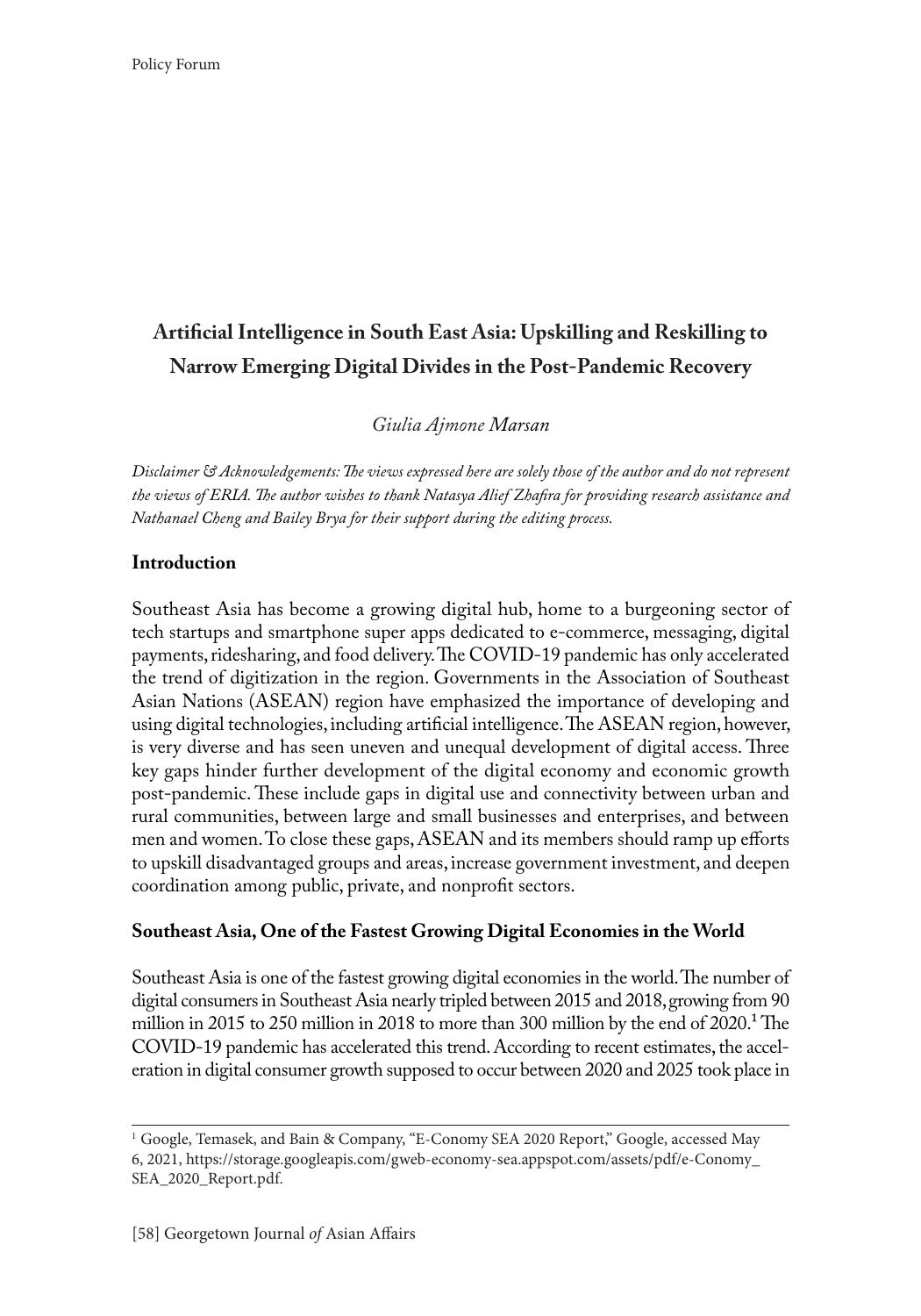# Artificial Intelligence in South East Asia: Upskilling and Reskilling to Narrow Emerging Digital Divides in the Post-Pandemic Recovery

*Giulia Ajmone Marsan*

*Disclaimer & Acknowledgements: The views expressed here are solely those of the author and do not represent the views of ERIA. The author wishes to thank Natasya Alief Zhafira for providing research assistance and Nathanael Cheng and Bailey Brya for their support during the editing process.*

## Introduction

Southeast Asia has become a growing digital hub, home to a burgeoning sector of tech startups and smartphone super apps dedicated to e-commerce, messaging, digital payments, ridesharing, and food delivery. The COVID-19 pandemic has only accelerated the trend of digitization in the region. Governments in the Association of Southeast Asian Nations (ASEAN) region have emphasized the importance of developing and using digital technologies, including artificial intelligence. The ASEAN region, however, is very diverse and has seen uneven and unequal development of digital access. Three key gaps hinder further development of the digital economy and economic growth post-pandemic. These include gaps in digital use and connectivity between urban and rural communities, between large and small businesses and enterprises, and between men and women. To close these gaps, ASEAN and its members should ramp up efforts to upskill disadvantaged groups and areas, increase government investment, and deepen coordination among public, private, and nonprofit sectors.

## Southeast Asia, One of the Fastest Growing Digital Economies in the World

Southeast Asia is one of the fastest growing digital economies in the world. The number of digital consumers in Southeast Asia nearly tripled between 2015 and 2018, growing from 90 million in 2015 to 250 million in 2018 to more than 300 million by the end of 2020.[1] The COVID-19 pandemic has accelerated this trend. According to recent estimates, the acceleration in digital consumer growth supposed to occur between 2020 and 2025 took place in

---

[1] Google, Temasek, and Bain & Company, "E-Conomy SEA 2020 Report," Google, accessed May 6, 2021, https://storage.googleapis.com/gweb-economy-sea.appspot.com/assets/pdf/e-Conomy_SEA_2020_Report.pdf.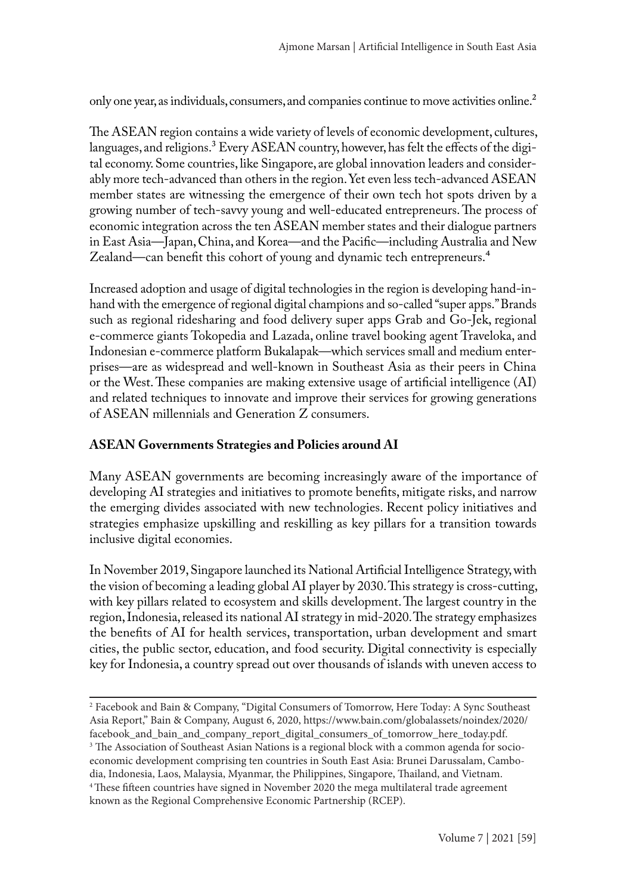only one year, as individuals, consumers, and companies continue to move activities online.[2]

The ASEAN region contains a wide variety of levels of economic development, cultures, languages, and religions.[3] Every ASEAN country, however, has felt the effects of the digital economy. Some countries, like Singapore, are global innovation leaders and considerably more tech-advanced than others in the region. Yet even less tech-advanced ASEAN member states are witnessing the emergence of their own tech hot spots driven by a growing number of tech-savvy young and well-educated entrepreneurs. The process of economic integration across the ten ASEAN member states and their dialogue partners in East Asia—Japan, China, and Korea—and the Pacific—including Australia and New Zealand—can benefit this cohort of young and dynamic tech entrepreneurs.[4]

Increased adoption and usage of digital technologies in the region is developing hand-in-hand with the emergence of regional digital champions and so-called "super apps." Brands such as regional ridesharing and food delivery super apps Grab and Go-Jek, regional e-commerce giants Tokopedia and Lazada, online travel booking agent Traveloka, and Indonesian e-commerce platform Bukalapak—which services small and medium enterprises—are as widespread and well-known in Southeast Asia as their peers in China or the West. These companies are making extensive usage of artificial intelligence (AI) and related techniques to innovate and improve their services for growing generations of ASEAN millennials and Generation Z consumers.

## ASEAN Governments Strategies and Policies around AI

Many ASEAN governments are becoming increasingly aware of the importance of developing AI strategies and initiatives to promote benefits, mitigate risks, and narrow the emerging divides associated with new technologies. Recent policy initiatives and strategies emphasize upskilling and reskilling as key pillars for a transition towards inclusive digital economies.

In November 2019, Singapore launched its National Artificial Intelligence Strategy, with the vision of becoming a leading global AI player by 2030. This strategy is cross-cutting, with key pillars related to ecosystem and skills development. The largest country in the region, Indonesia, released its national AI strategy in mid-2020. The strategy emphasizes the benefits of AI for health services, transportation, urban development and smart cities, the public sector, education, and food security. Digital connectivity is especially key for Indonesia, a country spread out over thousands of islands with uneven access to

---

[2] Facebook and Bain & Company, "Digital Consumers of Tomorrow, Here Today: A Sync Southeast Asia Report," Bain & Company, August 6, 2020, https://www.bain.com/globalassets/noindex/2020/facebook_and_bain_and_company_report_digital_consumers_of_tomorrow_here_today.pdf.

[3] The Association of Southeast Asian Nations is a regional block with a common agenda for socio-economic development comprising ten countries in South East Asia: Brunei Darussalam, Cambodia, Indonesia, Laos, Malaysia, Myanmar, the Philippines, Singapore, Thailand, and Vietnam.

[4] These fifteen countries have signed in November 2020 the mega multilateral trade agreement known as the Regional Comprehensive Economic Partnership (RCEP).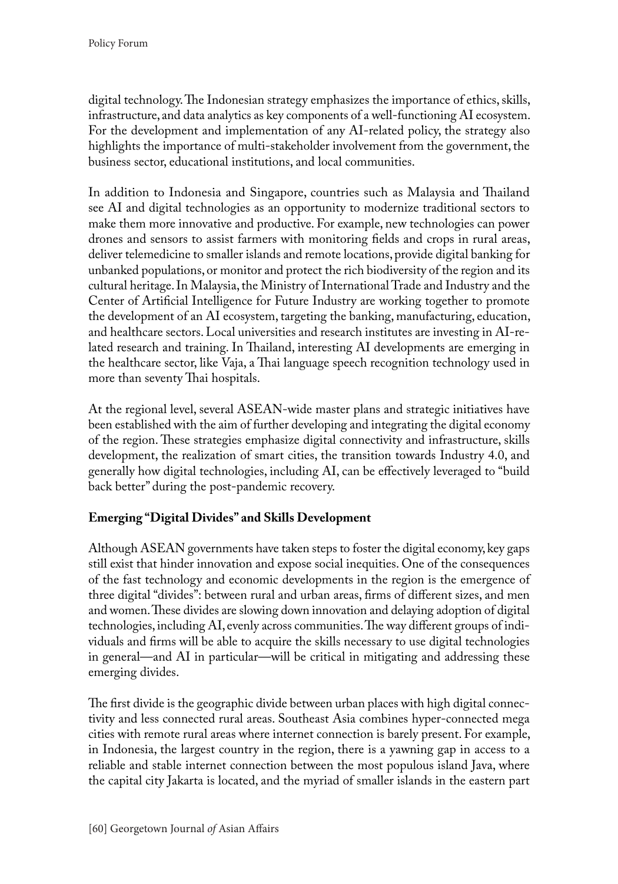digital technology. The Indonesian strategy emphasizes the importance of ethics, skills, infrastructure, and data analytics as key components of a well-functioning AI ecosystem. For the development and implementation of any AI-related policy, the strategy also highlights the importance of multi-stakeholder involvement from the government, the business sector, educational institutions, and local communities.

In addition to Indonesia and Singapore, countries such as Malaysia and Thailand see AI and digital technologies as an opportunity to modernize traditional sectors to make them more innovative and productive. For example, new technologies can power drones and sensors to assist farmers with monitoring fields and crops in rural areas, deliver telemedicine to smaller islands and remote locations, provide digital banking for unbanked populations, or monitor and protect the rich biodiversity of the region and its cultural heritage. In Malaysia, the Ministry of International Trade and Industry and the Center of Artificial Intelligence for Future Industry are working together to promote the development of an AI ecosystem, targeting the banking, manufacturing, education, and healthcare sectors. Local universities and research institutes are investing in AI-related research and training. In Thailand, interesting AI developments are emerging in the healthcare sector, like Vaja, a Thai language speech recognition technology used in more than seventy Thai hospitals.

At the regional level, several ASEAN-wide master plans and strategic initiatives have been established with the aim of further developing and integrating the digital economy of the region. These strategies emphasize digital connectivity and infrastructure, skills development, the realization of smart cities, the transition towards Industry 4.0, and generally how digital technologies, including AI, can be effectively leveraged to "build back better" during the post-pandemic recovery.

**Emerging "Digital Divides" and Skills Development**

Although ASEAN governments have taken steps to foster the digital economy, key gaps still exist that hinder innovation and expose social inequities. One of the consequences of the fast technology and economic developments in the region is the emergence of three digital "divides": between rural and urban areas, firms of different sizes, and men and women. These divides are slowing down innovation and delaying adoption of digital technologies, including AI, evenly across communities. The way different groups of individuals and firms will be able to acquire the skills necessary to use digital technologies in general—and AI in particular—will be critical in mitigating and addressing these emerging divides.

The first divide is the geographic divide between urban places with high digital connectivity and less connected rural areas. Southeast Asia combines hyper-connected mega cities with remote rural areas where internet connection is barely present. For example, in Indonesia, the largest country in the region, there is a yawning gap in access to a reliable and stable internet connection between the most populous island Java, where the capital city Jakarta is located, and the myriad of smaller islands in the eastern part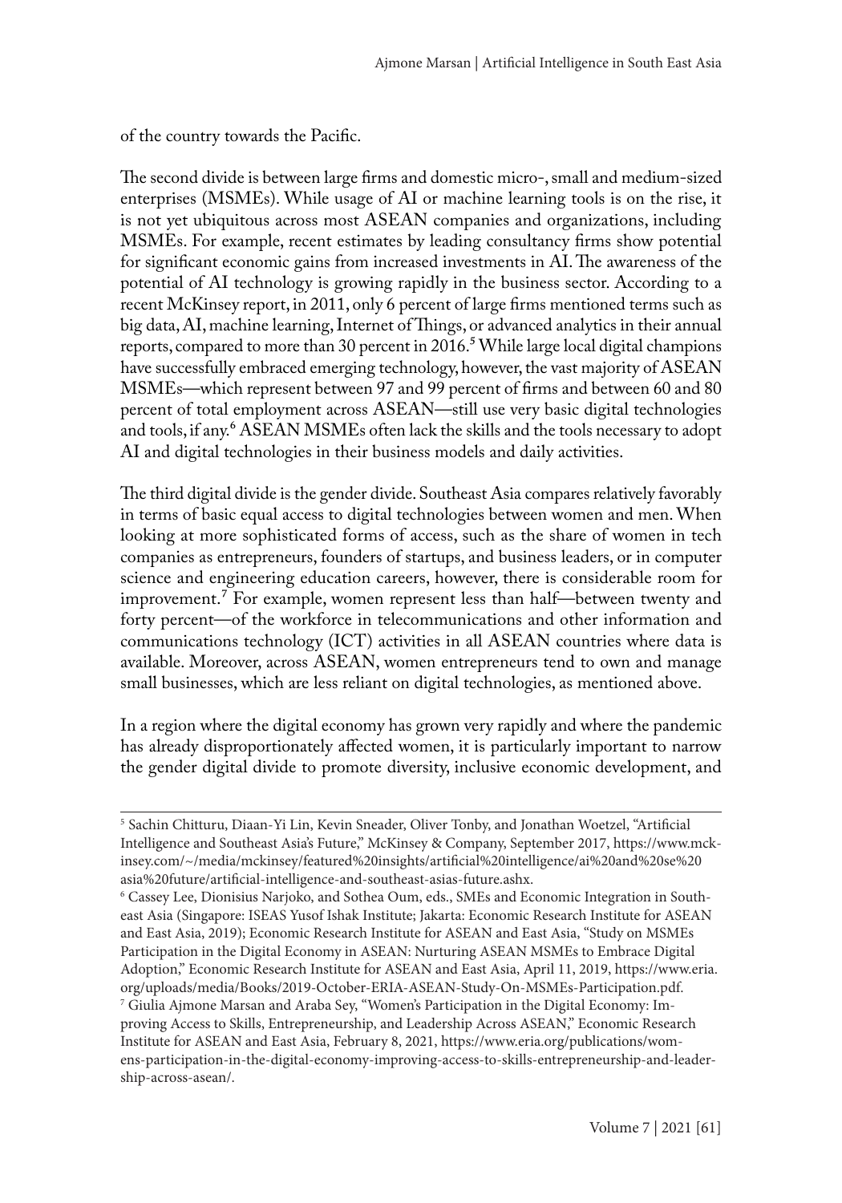of the country towards the Pacific.

The second divide is between large firms and domestic micro-, small and medium-sized enterprises (MSMEs). While usage of AI or machine learning tools is on the rise, it is not yet ubiquitous across most ASEAN companies and organizations, including MSMEs. For example, recent estimates by leading consultancy firms show potential for significant economic gains from increased investments in AI. The awareness of the potential of AI technology is growing rapidly in the business sector. According to a recent McKinsey report, in 2011, only 6 percent of large firms mentioned terms such as big data, AI, machine learning, Internet of Things, or advanced analytics in their annual reports, compared to more than 30 percent in 2016.[5] While large local digital champions have successfully embraced emerging technology, however, the vast majority of ASEAN MSMEs—which represent between 97 and 99 percent of firms and between 60 and 80 percent of total employment across ASEAN—still use very basic digital technologies and tools, if any.[6] ASEAN MSMEs often lack the skills and the tools necessary to adopt AI and digital technologies in their business models and daily activities.

The third digital divide is the gender divide. Southeast Asia compares relatively favorably in terms of basic equal access to digital technologies between women and men. When looking at more sophisticated forms of access, such as the share of women in tech companies as entrepreneurs, founders of startups, and business leaders, or in computer science and engineering education careers, however, there is considerable room for improvement.[7] For example, women represent less than half—between twenty and forty percent—of the workforce in telecommunications and other information and communications technology (ICT) activities in all ASEAN countries where data is available. Moreover, across ASEAN, women entrepreneurs tend to own and manage small businesses, which are less reliant on digital technologies, as mentioned above.

In a region where the digital economy has grown very rapidly and where the pandemic has already disproportionately affected women, it is particularly important to narrow the gender digital divide to promote diversity, inclusive economic development, and

---

[5] Sachin Chitturu, Diaan-Yi Lin, Kevin Sneader, Oliver Tonby, and Jonathan Woetzel, "Artificial Intelligence and Southeast Asia's Future," McKinsey & Company, September 2017, https://www.mckinsey.com/~/media/mckinsey/featured%20insights/artificial%20intelligence/ai%20and%20se%20asia%20future/artificial-intelligence-and-southeast-asias-future.ashx.

[6] Cassey Lee, Dionisius Narjoko, and Sothea Oum, eds., SMEs and Economic Integration in Southeast Asia (Singapore: ISEAS Yusof Ishak Institute; Jakarta: Economic Research Institute for ASEAN and East Asia, 2019); Economic Research Institute for ASEAN and East Asia, "Study on MSMEs Participation in the Digital Economy in ASEAN: Nurturing ASEAN MSMEs to Embrace Digital Adoption," Economic Research Institute for ASEAN and East Asia, April 11, 2019, https://www.eria.org/uploads/media/Books/2019-October-ERIA-ASEAN-Study-On-MSMEs-Participation.pdf.

[7] Giulia Ajmone Marsan and Araba Sey, "Women's Participation in the Digital Economy: Improving Access to Skills, Entrepreneurship, and Leadership Across ASEAN," Economic Research Institute for ASEAN and East Asia, February 8, 2021, https://www.eria.org/publications/womens-participation-in-the-digital-economy-improving-access-to-skills-entrepreneurship-and-leadership-across-asean/.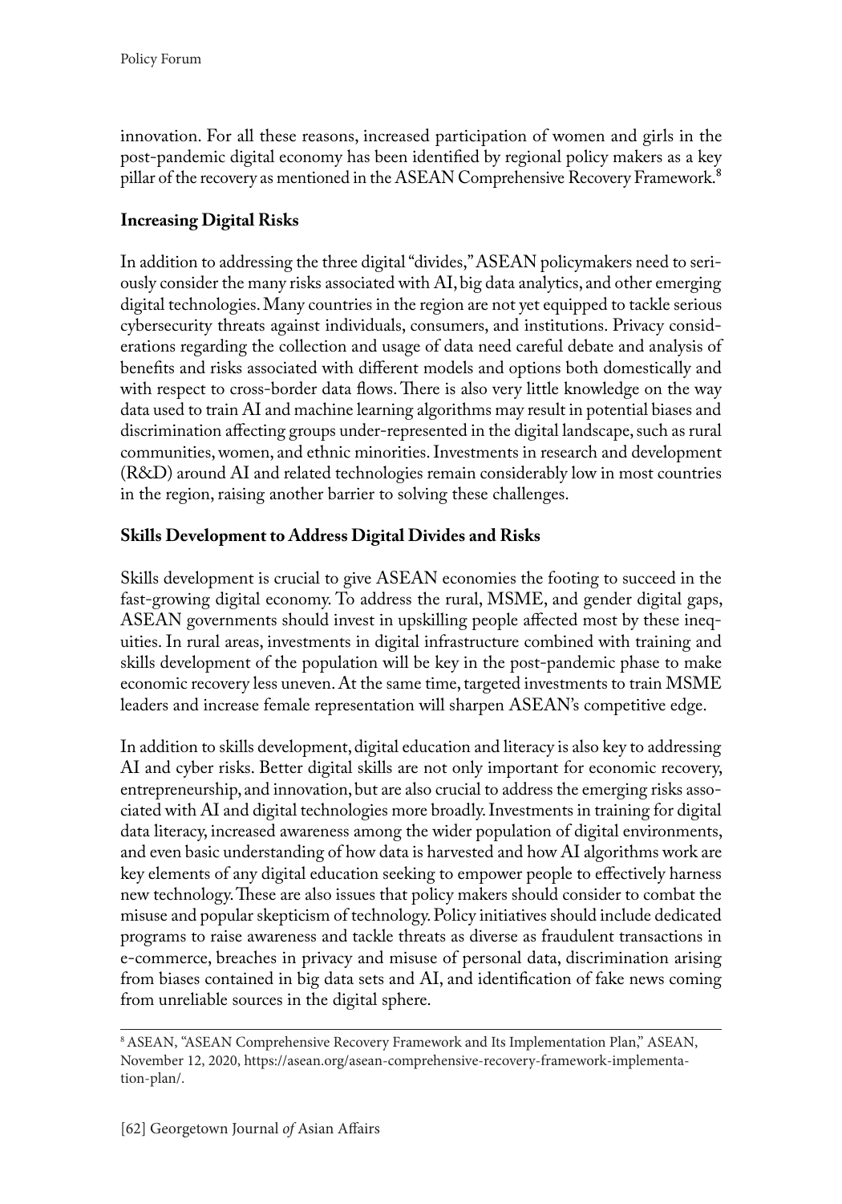innovation. For all these reasons, increased participation of women and girls in the post-pandemic digital economy has been identified by regional policy makers as a key pillar of the recovery as mentioned in the ASEAN Comprehensive Recovery Framework.[8]

## Increasing Digital Risks

In addition to addressing the three digital "divides," ASEAN policymakers need to seriously consider the many risks associated with AI, big data analytics, and other emerging digital technologies. Many countries in the region are not yet equipped to tackle serious cybersecurity threats against individuals, consumers, and institutions. Privacy considerations regarding the collection and usage of data need careful debate and analysis of benefits and risks associated with different models and options both domestically and with respect to cross-border data flows. There is also very little knowledge on the way data used to train AI and machine learning algorithms may result in potential biases and discrimination affecting groups under-represented in the digital landscape, such as rural communities, women, and ethnic minorities. Investments in research and development (R&D) around AI and related technologies remain considerably low in most countries in the region, raising another barrier to solving these challenges.

## Skills Development to Address Digital Divides and Risks

Skills development is crucial to give ASEAN economies the footing to succeed in the fast-growing digital economy. To address the rural, MSME, and gender digital gaps, ASEAN governments should invest in upskilling people affected most by these inequities. In rural areas, investments in digital infrastructure combined with training and skills development of the population will be key in the post-pandemic phase to make economic recovery less uneven. At the same time, targeted investments to train MSME leaders and increase female representation will sharpen ASEAN's competitive edge.

In addition to skills development, digital education and literacy is also key to addressing AI and cyber risks. Better digital skills are not only important for economic recovery, entrepreneurship, and innovation, but are also crucial to address the emerging risks associated with AI and digital technologies more broadly. Investments in training for digital data literacy, increased awareness among the wider population of digital environments, and even basic understanding of how data is harvested and how AI algorithms work are key elements of any digital education seeking to empower people to effectively harness new technology. These are also issues that policy makers should consider to combat the misuse and popular skepticism of technology. Policy initiatives should include dedicated programs to raise awareness and tackle threats as diverse as fraudulent transactions in e-commerce, breaches in privacy and misuse of personal data, discrimination arising from biases contained in big data sets and AI, and identification of fake news coming from unreliable sources in the digital sphere.

---

[8] ASEAN, "ASEAN Comprehensive Recovery Framework and Its Implementation Plan," ASEAN, November 12, 2020, https://asean.org/asean-comprehensive-recovery-framework-implementation-plan/.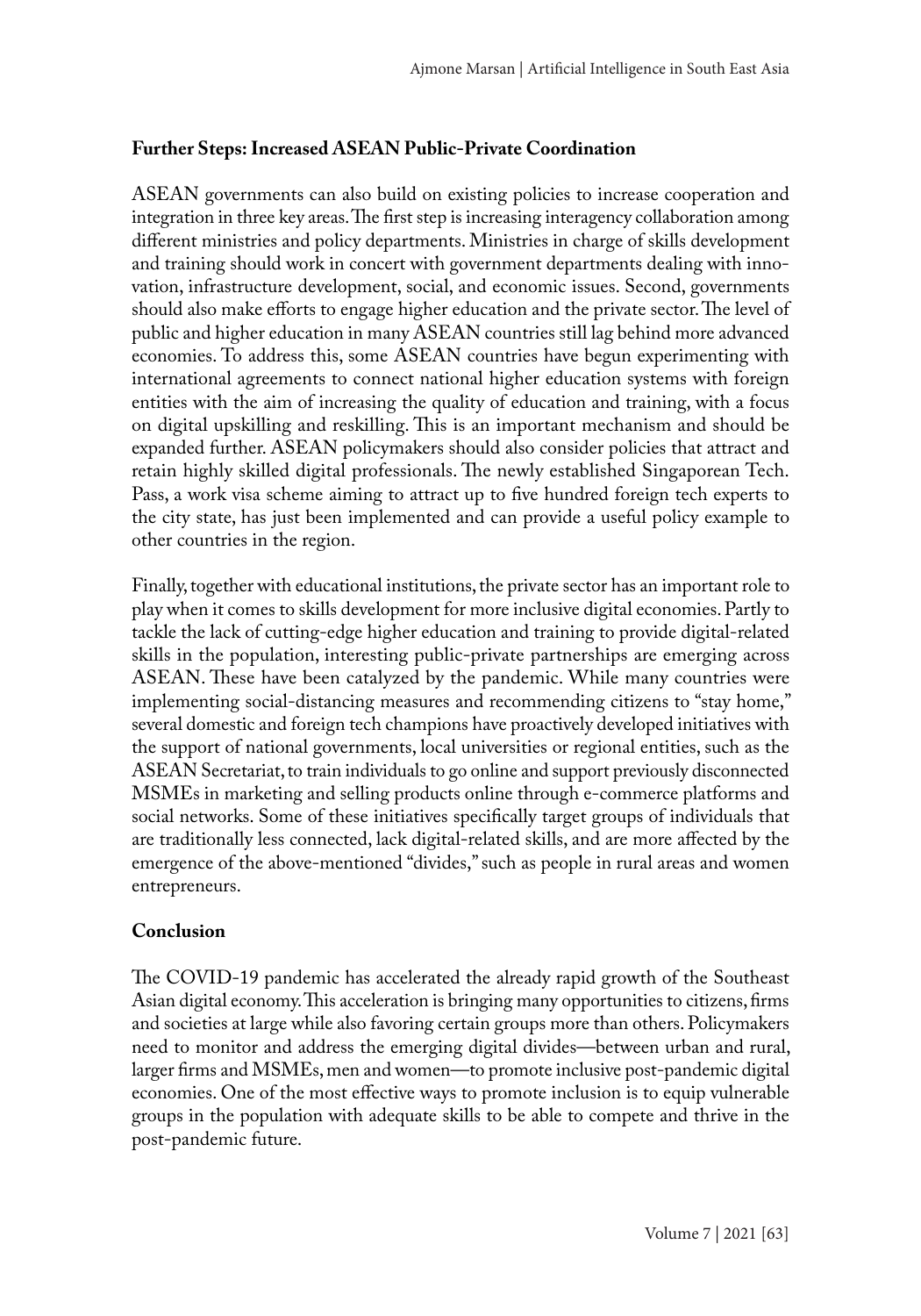**Further Steps: Increased ASEAN Public-Private Coordination**

ASEAN governments can also build on existing policies to increase cooperation and integration in three key areas. The first step is increasing interagency collaboration among different ministries and policy departments. Ministries in charge of skills development and training should work in concert with government departments dealing with innovation, infrastructure development, social, and economic issues. Second, governments should also make efforts to engage higher education and the private sector. The level of public and higher education in many ASEAN countries still lag behind more advanced economies. To address this, some ASEAN countries have begun experimenting with international agreements to connect national higher education systems with foreign entities with the aim of increasing the quality of education and training, with a focus on digital upskilling and reskilling. This is an important mechanism and should be expanded further. ASEAN policymakers should also consider policies that attract and retain highly skilled digital professionals. The newly established Singaporean Tech. Pass, a work visa scheme aiming to attract up to five hundred foreign tech experts to the city state, has just been implemented and can provide a useful policy example to other countries in the region.

Finally, together with educational institutions, the private sector has an important role to play when it comes to skills development for more inclusive digital economies. Partly to tackle the lack of cutting-edge higher education and training to provide digital-related skills in the population, interesting public-private partnerships are emerging across ASEAN. These have been catalyzed by the pandemic. While many countries were implementing social-distancing measures and recommending citizens to "stay home," several domestic and foreign tech champions have proactively developed initiatives with the support of national governments, local universities or regional entities, such as the ASEAN Secretariat, to train individuals to go online and support previously disconnected MSMEs in marketing and selling products online through e-commerce platforms and social networks. Some of these initiatives specifically target groups of individuals that are traditionally less connected, lack digital-related skills, and are more affected by the emergence of the above-mentioned "divides," such as people in rural areas and women entrepreneurs.

**Conclusion**

The COVID-19 pandemic has accelerated the already rapid growth of the Southeast Asian digital economy. This acceleration is bringing many opportunities to citizens, firms and societies at large while also favoring certain groups more than others. Policymakers need to monitor and address the emerging digital divides—between urban and rural, larger firms and MSMEs, men and women—to promote inclusive post-pandemic digital economies. One of the most effective ways to promote inclusion is to equip vulnerable groups in the population with adequate skills to be able to compete and thrive in the post-pandemic future.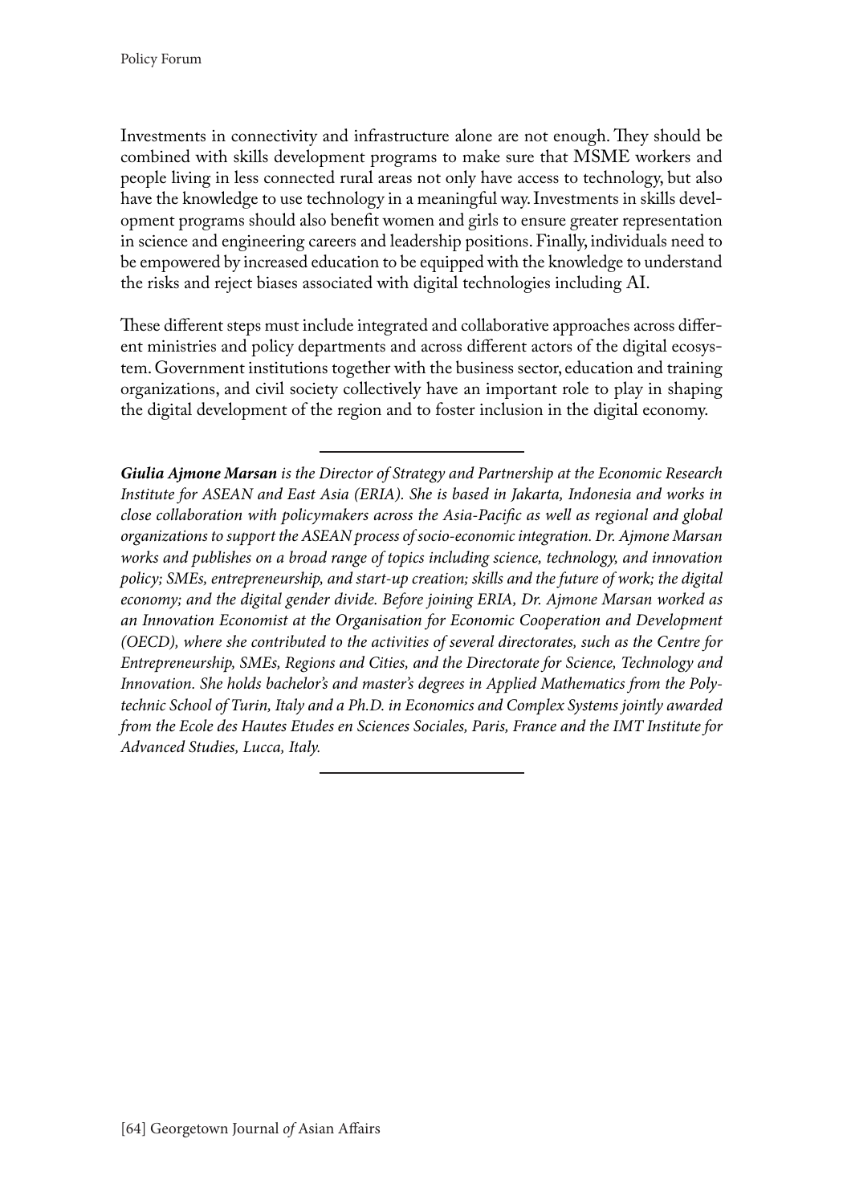Investments in connectivity and infrastructure alone are not enough. They should be combined with skills development programs to make sure that MSME workers and people living in less connected rural areas not only have access to technology, but also have the knowledge to use technology in a meaningful way. Investments in skills development programs should also benefit women and girls to ensure greater representation in science and engineering careers and leadership positions. Finally, individuals need to be empowered by increased education to be equipped with the knowledge to understand the risks and reject biases associated with digital technologies including AI.

These different steps must include integrated and collaborative approaches across different ministries and policy departments and across different actors of the digital ecosystem. Government institutions together with the business sector, education and training organizations, and civil society collectively have an important role to play in shaping the digital development of the region and to foster inclusion in the digital economy.

---

***Giulia Ajmone Marsan*** *is the Director of Strategy and Partnership at the Economic Research Institute for ASEAN and East Asia (ERIA). She is based in Jakarta, Indonesia and works in close collaboration with policymakers across the Asia-Pacific as well as regional and global organizations to support the ASEAN process of socio-economic integration. Dr. Ajmone Marsan works and publishes on a broad range of topics including science, technology, and innovation policy; SMEs, entrepreneurship, and start-up creation; skills and the future of work; the digital economy; and the digital gender divide. Before joining ERIA, Dr. Ajmone Marsan worked as an Innovation Economist at the Organisation for Economic Cooperation and Development (OECD), where she contributed to the activities of several directorates, such as the Centre for Entrepreneurship, SMEs, Regions and Cities, and the Directorate for Science, Technology and Innovation. She holds bachelor's and master's degrees in Applied Mathematics from the Polytechnic School of Turin, Italy and a Ph.D. in Economics and Complex Systems jointly awarded from the Ecole des Hautes Etudes en Sciences Sociales, Paris, France and the IMT Institute for Advanced Studies, Lucca, Italy.*

---